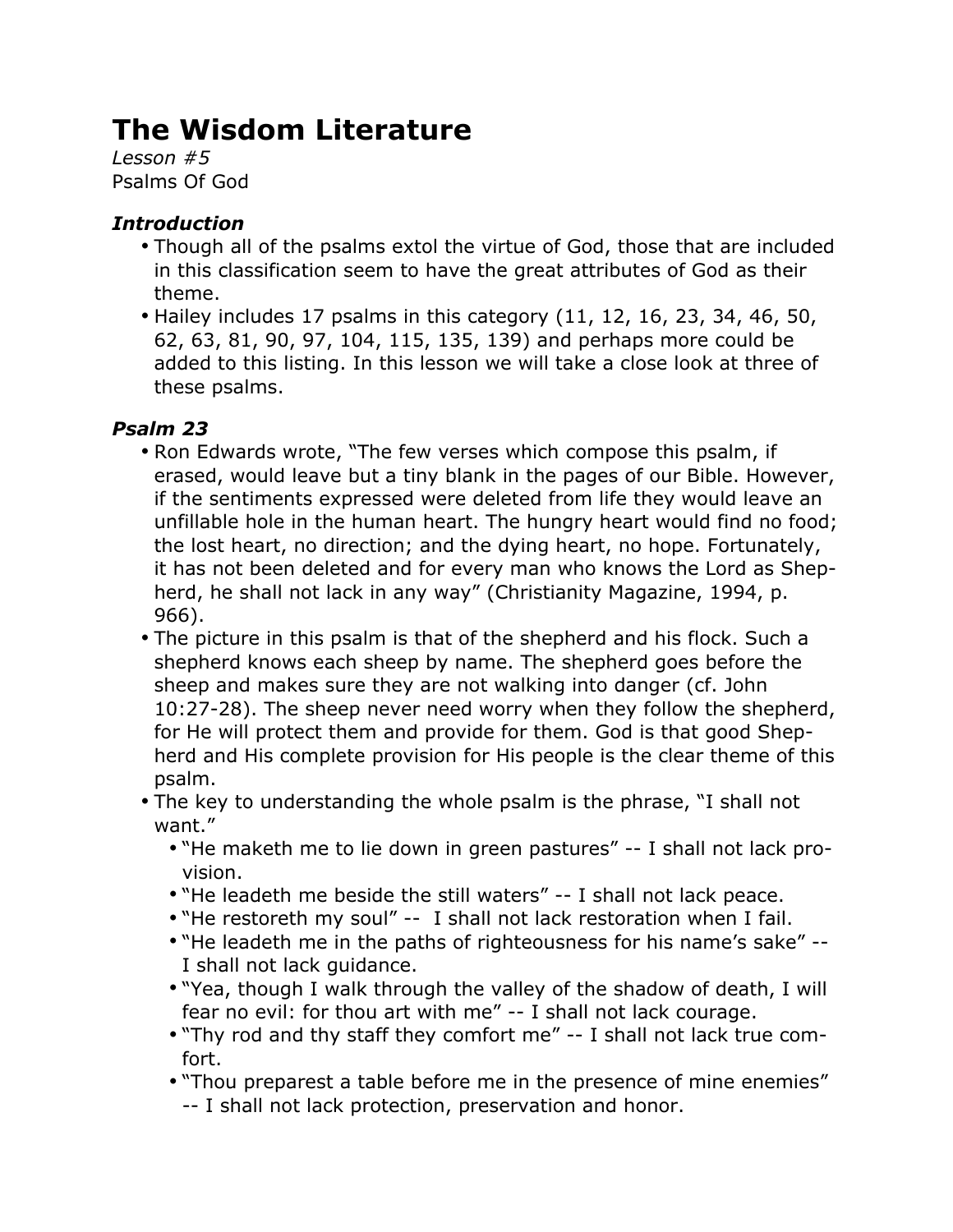# The Wisdom Literature

*Lesson #5*
Psalms Of God

### *Introduction*

- Though all of the psalms extol the virtue of God, those that are included in this classification seem to have the great attributes of God as their theme.
- Hailey includes 17 psalms in this category (11, 12, 16, 23, 34, 46, 50, 62, 63, 81, 90, 97, 104, 115, 135, 139) and perhaps more could be added to this listing. In this lesson we will take a close look at three of these psalms.

### *Psalm 23*

- Ron Edwards wrote, "The few verses which compose this psalm, if erased, would leave but a tiny blank in the pages of our Bible. However, if the sentiments expressed were deleted from life they would leave an unfillable hole in the human heart. The hungry heart would find no food; the lost heart, no direction; and the dying heart, no hope. Fortunately, it has not been deleted and for every man who knows the Lord as Shepherd, he shall not lack in any way" (Christianity Magazine, 1994, p. 966).
- The picture in this psalm is that of the shepherd and his flock. Such a shepherd knows each sheep by name. The shepherd goes before the sheep and makes sure they are not walking into danger (cf. John 10:27-28). The sheep never need worry when they follow the shepherd, for He will protect them and provide for them. God is that good Shepherd and His complete provision for His people is the clear theme of this psalm.
- The key to understanding the whole psalm is the phrase, "I shall not want."
  - "He maketh me to lie down in green pastures" -- I shall not lack provision.
  - "He leadeth me beside the still waters" -- I shall not lack peace.
  - "He restoreth my soul" -- I shall not lack restoration when I fail.
  - "He leadeth me in the paths of righteousness for his name's sake" -- I shall not lack guidance.
  - "Yea, though I walk through the valley of the shadow of death, I will fear no evil: for thou art with me" -- I shall not lack courage.
  - "Thy rod and thy staff they comfort me" -- I shall not lack true comfort.
  - "Thou preparest a table before me in the presence of mine enemies" -- I shall not lack protection, preservation and honor.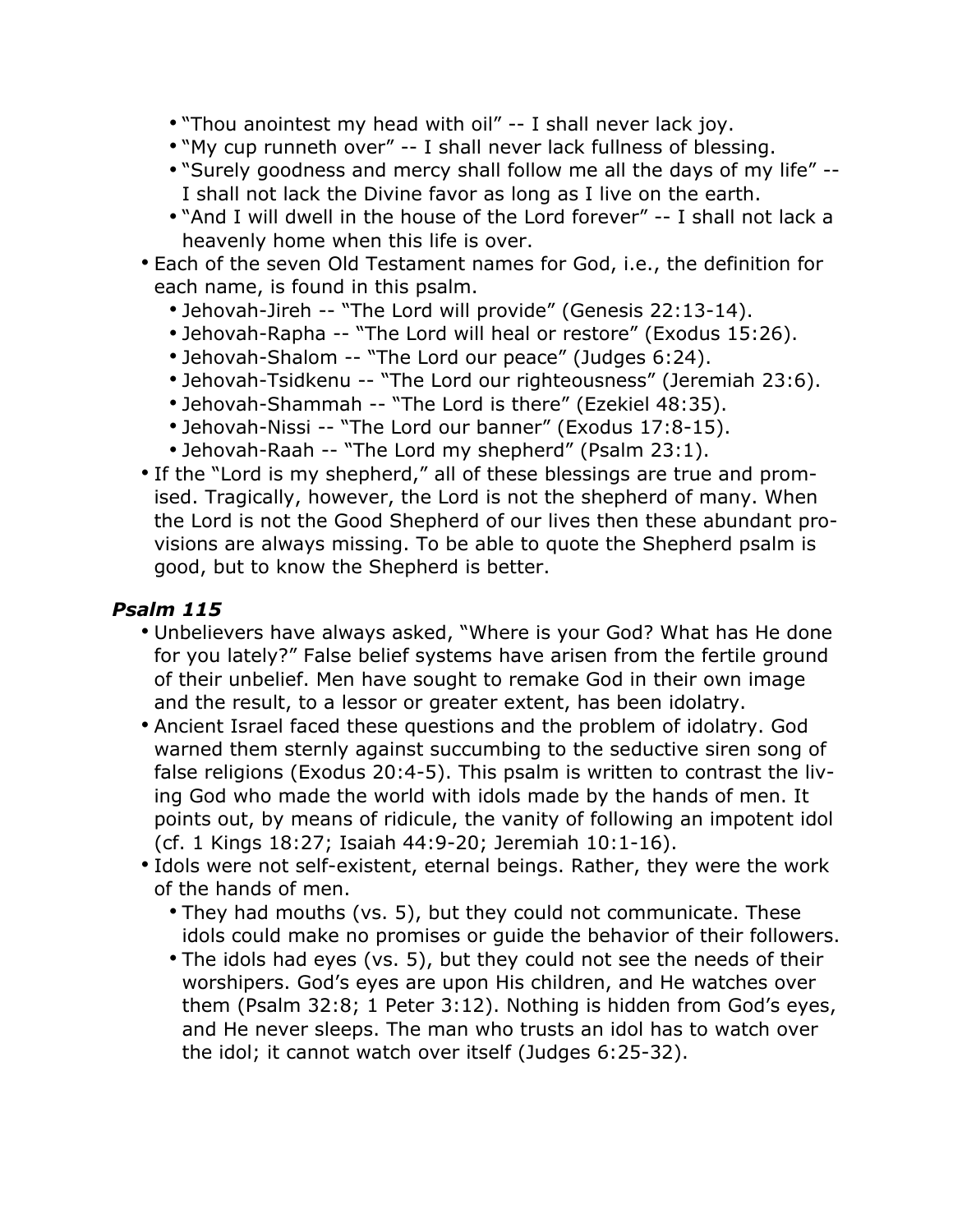- "Thou anointest my head with oil" -- I shall never lack joy.
  - "My cup runneth over" -- I shall never lack fullness of blessing.
  - "Surely goodness and mercy shall follow me all the days of my life" -- I shall not lack the Divine favor as long as I live on the earth.
  - "And I will dwell in the house of the Lord forever" -- I shall not lack a heavenly home when this life is over.
- Each of the seven Old Testament names for God, i.e., the definition for each name, is found in this psalm.
  - Jehovah-Jireh -- "The Lord will provide" (Genesis 22:13-14).
  - Jehovah-Rapha -- "The Lord will heal or restore" (Exodus 15:26).
  - Jehovah-Shalom -- "The Lord our peace" (Judges 6:24).
  - Jehovah-Tsidkenu -- "The Lord our righteousness" (Jeremiah 23:6).
  - Jehovah-Shammah -- "The Lord is there" (Ezekiel 48:35).
  - Jehovah-Nissi -- "The Lord our banner" (Exodus 17:8-15).
  - Jehovah-Raah -- "The Lord my shepherd" (Psalm 23:1).
- If the "Lord is my shepherd," all of these blessings are true and promised. Tragically, however, the Lord is not the shepherd of many. When the Lord is not the Good Shepherd of our lives then these abundant provisions are always missing. To be able to quote the Shepherd psalm is good, but to know the Shepherd is better.

### *Psalm 115*

- Unbelievers have always asked, "Where is your God? What has He done for you lately?" False belief systems have arisen from the fertile ground of their unbelief. Men have sought to remake God in their own image and the result, to a lessor or greater extent, has been idolatry.
- Ancient Israel faced these questions and the problem of idolatry. God warned them sternly against succumbing to the seductive siren song of false religions (Exodus 20:4-5). This psalm is written to contrast the living God who made the world with idols made by the hands of men. It points out, by means of ridicule, the vanity of following an impotent idol (cf. 1 Kings 18:27; Isaiah 44:9-20; Jeremiah 10:1-16).
- Idols were not self-existent, eternal beings. Rather, they were the work of the hands of men.
  - They had mouths (vs. 5), but they could not communicate. These idols could make no promises or guide the behavior of their followers.
  - The idols had eyes (vs. 5), but they could not see the needs of their worshipers. God's eyes are upon His children, and He watches over them (Psalm 32:8; 1 Peter 3:12). Nothing is hidden from God's eyes, and He never sleeps. The man who trusts an idol has to watch over the idol; it cannot watch over itself (Judges 6:25-32).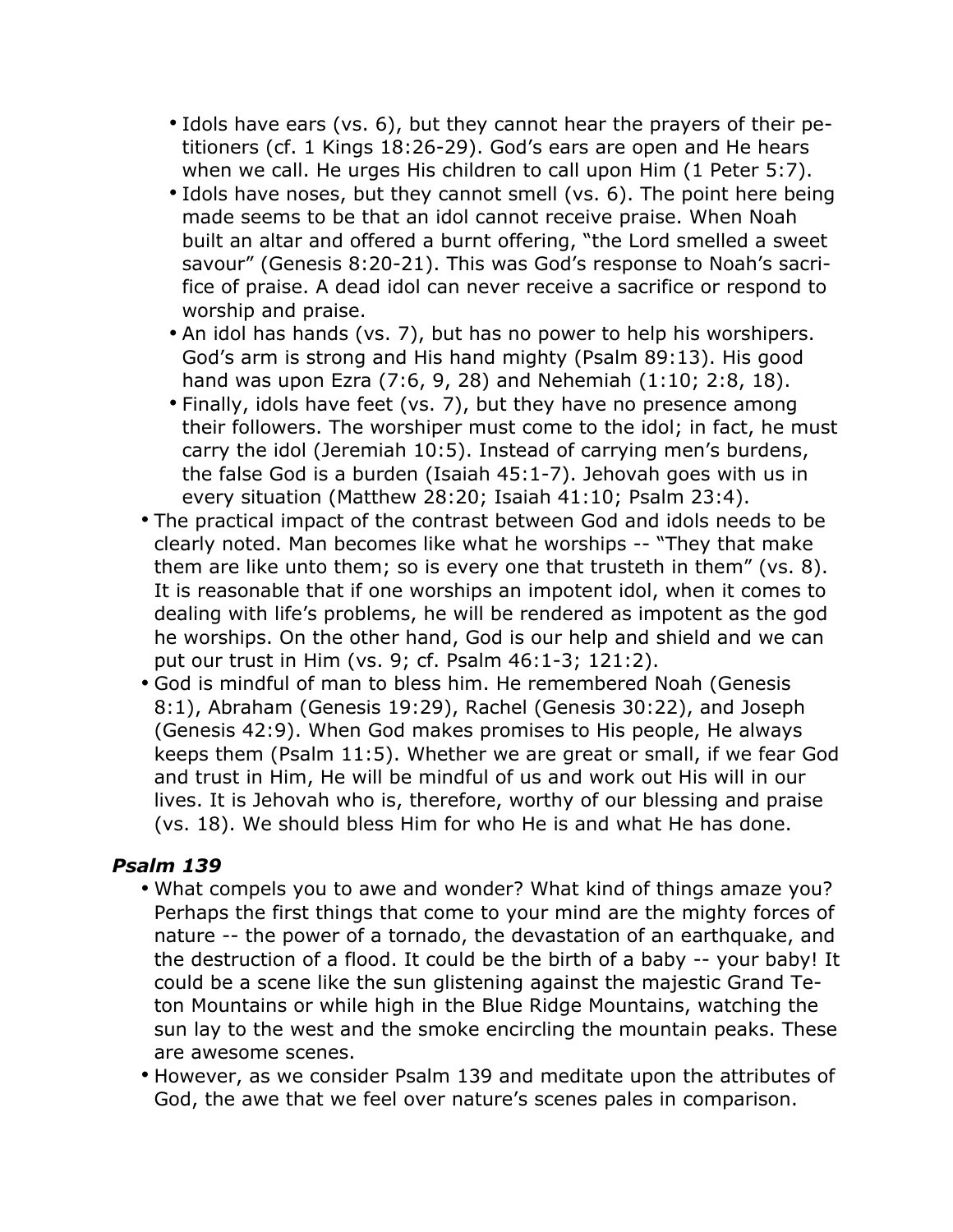- Idols have ears (vs. 6), but they cannot hear the prayers of their petitioners (cf. 1 Kings 18:26-29). God's ears are open and He hears when we call. He urges His children to call upon Him (1 Peter 5:7).
- Idols have noses, but they cannot smell (vs. 6). The point here being made seems to be that an idol cannot receive praise. When Noah built an altar and offered a burnt offering, "the Lord smelled a sweet savour" (Genesis 8:20-21). This was God's response to Noah's sacrifice of praise. A dead idol can never receive a sacrifice or respond to worship and praise.
- An idol has hands (vs. 7), but has no power to help his worshipers. God's arm is strong and His hand mighty (Psalm 89:13). His good hand was upon Ezra (7:6, 9, 28) and Nehemiah (1:10; 2:8, 18).
- Finally, idols have feet (vs. 7), but they have no presence among their followers. The worshiper must come to the idol; in fact, he must carry the idol (Jeremiah 10:5). Instead of carrying men's burdens, the false God is a burden (Isaiah 45:1-7). Jehovah goes with us in every situation (Matthew 28:20; Isaiah 41:10; Psalm 23:4).

- The practical impact of the contrast between God and idols needs to be clearly noted. Man becomes like what he worships -- "They that make them are like unto them; so is every one that trusteth in them" (vs. 8). It is reasonable that if one worships an impotent idol, when it comes to dealing with life's problems, he will be rendered as impotent as the god he worships. On the other hand, God is our help and shield and we can put our trust in Him (vs. 9; cf. Psalm 46:1-3; 121:2).
- God is mindful of man to bless him. He remembered Noah (Genesis 8:1), Abraham (Genesis 19:29), Rachel (Genesis 30:22), and Joseph (Genesis 42:9). When God makes promises to His people, He always keeps them (Psalm 11:5). Whether we are great or small, if we fear God and trust in Him, He will be mindful of us and work out His will in our lives. It is Jehovah who is, therefore, worthy of our blessing and praise (vs. 18). We should bless Him for who He is and what He has done.

### *Psalm 139*

- What compels you to awe and wonder? What kind of things amaze you? Perhaps the first things that come to your mind are the mighty forces of nature -- the power of a tornado, the devastation of an earthquake, and the destruction of a flood. It could be the birth of a baby -- your baby! It could be a scene like the sun glistening against the majestic Grand Teton Mountains or while high in the Blue Ridge Mountains, watching the sun lay to the west and the smoke encircling the mountain peaks. These are awesome scenes.
- However, as we consider Psalm 139 and meditate upon the attributes of God, the awe that we feel over nature's scenes pales in comparison.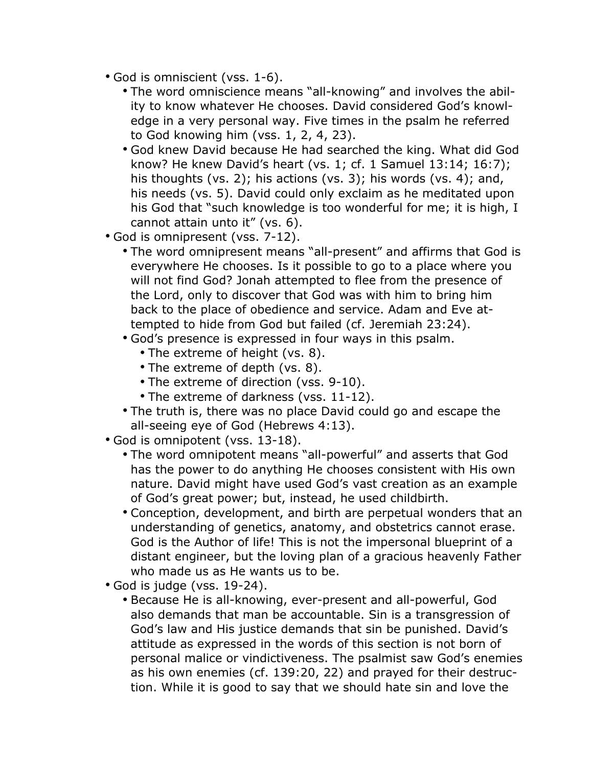- God is omniscient (vss. 1-6).
  - The word omniscience means "all-knowing" and involves the ability to know whatever He chooses. David considered God's knowledge in a very personal way. Five times in the psalm he referred to God knowing him (vss. 1, 2, 4, 23).
  - God knew David because He had searched the king. What did God know? He knew David's heart (vs. 1; cf. 1 Samuel 13:14; 16:7); his thoughts (vs. 2); his actions (vs. 3); his words (vs. 4); and, his needs (vs. 5). David could only exclaim as he meditated upon his God that "such knowledge is too wonderful for me; it is high, I cannot attain unto it" (vs. 6).
- God is omnipresent (vss. 7-12).
  - The word omnipresent means "all-present" and affirms that God is everywhere He chooses. Is it possible to go to a place where you will not find God? Jonah attempted to flee from the presence of the Lord, only to discover that God was with him to bring him back to the place of obedience and service. Adam and Eve attempted to hide from God but failed (cf. Jeremiah 23:24).
  - God's presence is expressed in four ways in this psalm.
    - The extreme of height (vs. 8).
    - The extreme of depth (vs. 8).
    - The extreme of direction (vss. 9-10).
    - The extreme of darkness (vss. 11-12).
  - The truth is, there was no place David could go and escape the all-seeing eye of God (Hebrews 4:13).
- God is omnipotent (vss. 13-18).
  - The word omnipotent means "all-powerful" and asserts that God has the power to do anything He chooses consistent with His own nature. David might have used God's vast creation as an example of God's great power; but, instead, he used childbirth.
  - Conception, development, and birth are perpetual wonders that an understanding of genetics, anatomy, and obstetrics cannot erase. God is the Author of life! This is not the impersonal blueprint of a distant engineer, but the loving plan of a gracious heavenly Father who made us as He wants us to be.
- God is judge (vss. 19-24).
  - Because He is all-knowing, ever-present and all-powerful, God also demands that man be accountable. Sin is a transgression of God's law and His justice demands that sin be punished. David's attitude as expressed in the words of this section is not born of personal malice or vindictiveness. The psalmist saw God's enemies as his own enemies (cf. 139:20, 22) and prayed for their destruction. While it is good to say that we should hate sin and love the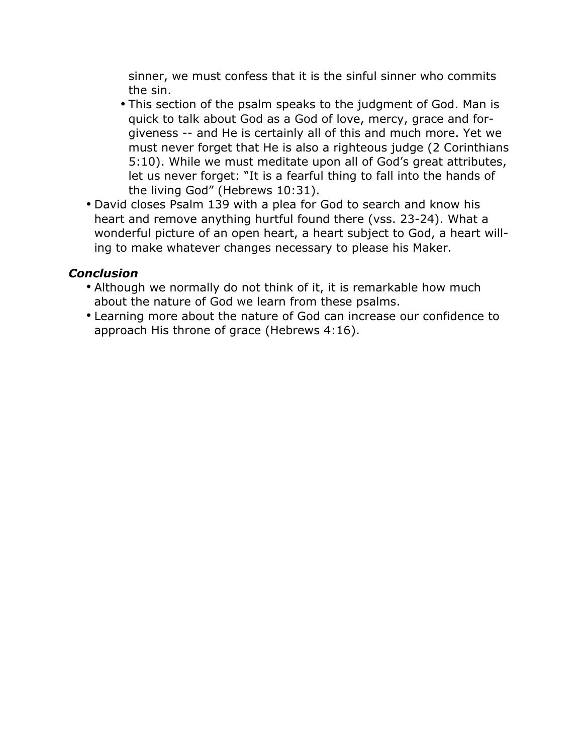sinner, we must confess that it is the sinful sinner who commits the sin.

    - This section of the psalm speaks to the judgment of God. Man is quick to talk about God as a God of love, mercy, grace and forgiveness -- and He is certainly all of this and much more. Yet we must never forget that He is also a righteous judge (2 Corinthians 5:10). While we must meditate upon all of God's great attributes, let us never forget: "It is a fearful thing to fall into the hands of the living God" (Hebrews 10:31).
- David closes Psalm 139 with a plea for God to search and know his heart and remove anything hurtful found there (vss. 23-24). What a wonderful picture of an open heart, a heart subject to God, a heart willing to make whatever changes necessary to please his Maker.

***Conclusion***

- Although we normally do not think of it, it is remarkable how much about the nature of God we learn from these psalms.
- Learning more about the nature of God can increase our confidence to approach His throne of grace (Hebrews 4:16).